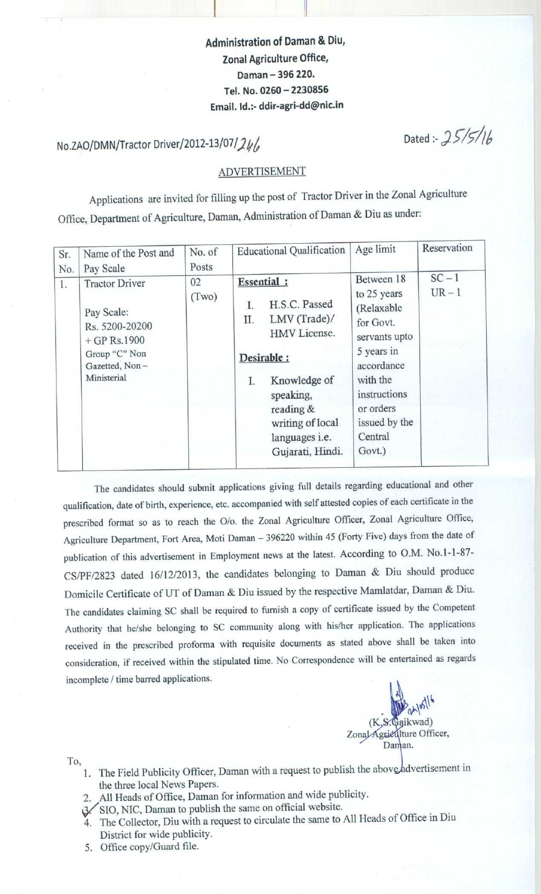**Administration of Daman & Diu,**
**Zonal Agriculture Office,**
**Daman – 396 220.**
**Tel. No. 0260 – 2230856**
**Email. Id.:- ddir-agri-dd@nic.in**

No.ZAO/DMN/Tractor Driver/2012-13/07/246 Dated :- 25/5/16

## ADVERTISEMENT

Applications are invited for filling up the post of Tractor Driver in the Zonal Agriculture Office, Department of Agriculture, Daman, Administration of Daman & Diu as under:

| Sr. No. | Name of the Post and Pay Scale | No. of Posts | Educational Qualification | Age limit | Reservation |
|---|---|---|---|---|---|
| 1. | Tractor Driver<br><br>Pay Scale:<br>Rs. 5200-20200 + GP Rs.1900<br>Group "C" Non Gazetted, Non – Ministerial | 02 (Two) | **Essential :**<br>I. H.S.C. Passed<br>II. LMV (Trade)/ HMV License.<br><br>**Desirable :**<br>I. Knowledge of speaking, reading & writing of local languages i.e. Gujarati, Hindi. | Between 18 to 25 years (Relaxable for Govt. servants upto 5 years in accordance with the instructions or orders issued by the Central Govt.) | SC – 1<br>UR – 1 |

The candidates should submit applications giving full details regarding educational and other qualification, date of birth, experience, etc. accompanied with self attested copies of each certificate in the prescribed format so as to reach the O/o. the Zonal Agriculture Officer, Zonal Agriculture Office, Agriculture Department, Fort Area, Moti Daman – 396220 within 45 (Forty Five) days from the date of publication of this advertisement in Employment news at the latest. According to O.M. No.1-1-87-CS/PF/2823 dated 16/12/2013, the candidates belonging to Daman & Diu should produce Domicile Certificate of UT of Daman & Diu issued by the respective Mamlatdar, Daman & Diu. The candidates claiming SC shall be required to furnish a copy of certificate issued by the Competent Authority that he/she belonging to SC community along with his/her application. The applications received in the prescribed proforma with requisite documents as stated above shall be taken into consideration, if received within the stipulated time. No Correspondence will be entertained as regards incomplete / time barred applications.

24/05/16
(K.S.Gaikwad)
Zonal Agriculture Officer,
Daman.

To,

1. The Field Publicity Officer, Daman with a request to publish the above advertisement in the three local News Papers.
2. All Heads of Office, Daman for information and wide publicity.
3. SIO, NIC, Daman to publish the same on official website.
4. The Collector, Diu with a request to circulate the same to All Heads of Office in Diu District for wide publicity.
5. Office copy/Guard file.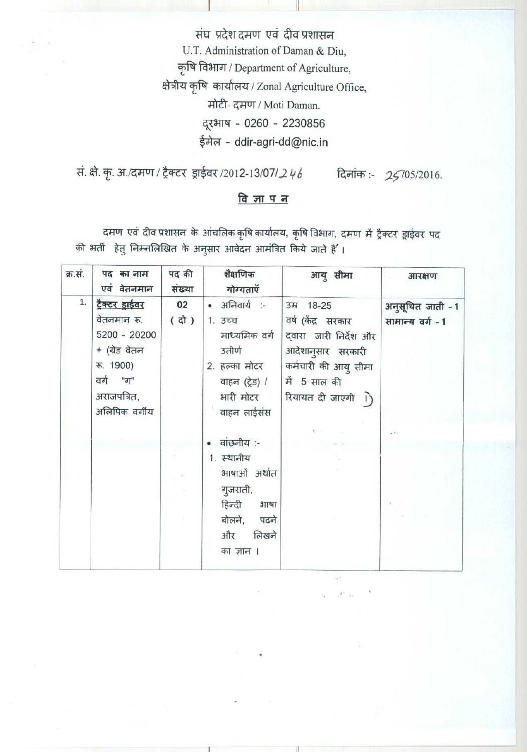संघ प्रदेश दमण एवं दीव प्रशासन
U.T. Administration of Daman & Diu,
कृषि विभाग / Department of Agriculture,
क्षेत्रीय कृषि कार्यालय / Zonal Agriculture Office,
मोटी- दमण / Moti Daman.
दूरभाष - 0260 - 2230856
ईमेल - ddir-agri-dd@nic.in

सं. क्षे. कृ. अ./दमण / ट्रैक्टर ड्राईवर /2012-13/07/246 दिनांक :- 25/05/2016.

## वि ज्ञा प न

दमण एवं दीव प्रशासन के आंचलिक कृषि कार्यालय, कृषि विभाग, दमण में ट्रैक्टर ड्राईवर पद की भर्ती हेतु निम्नलिखित के अनुसार आवेदन आमंत्रित किये जाते हैं।

| क्र.सं. | पद का नाम एवं वेतनमान | पद की संख्या | शैक्षणिक योग्यताएँ | आयु सीमा | आरक्षण |
|---|---|---|---|---|---|
| 1. | **ट्रैक्टर ड्राईवर** वेतनमान रू. 5200 - 20200 + (ग्रेड वेतन रू. 1900) वर्ग "ग" अराजपत्रित, अलिपिक वर्गीय | 02 (दो) | • अनिवार्य :- 1. उच्च माध्यमिक वर्ग उतीर्ण 2. हल्का मोटर वाहन (ट्रेड) / भारी मोटर वाहन लाईसंस • वांछनीय :- 1. स्थानीय भाषाओं अर्थात गुजराती, हिन्दी भाषा बोलने, पढने और लिखने का ज्ञान । | उम्र 18-25 वर्ष (केंद्र सरकार द्वारा जारी निर्देश और आदेशानुसार सरकारी कर्मचारी की आयु सीमा में 5 साल की रियायत दी जाएगी ) | अनुसूचित जाती - 1 सामान्य वर्ग - 1 |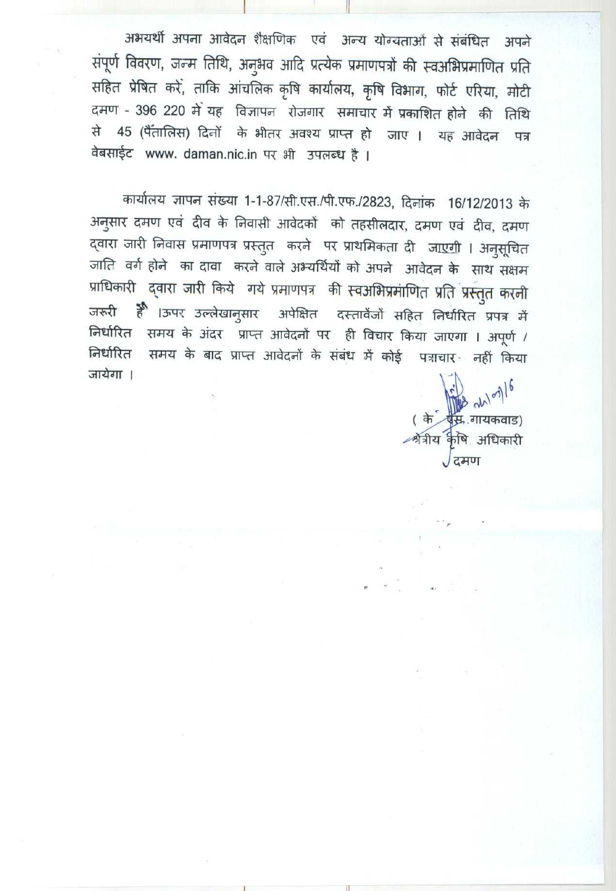अभयर्थी अपना आवेदन शैक्षणिक एवं अन्य योग्यताओं से संबंधित अपने संपूर्ण विवरण, जन्म तिथि, अनुभव आदि प्रत्येक प्रमाणपत्रों की स्वअभिप्रमाणित प्रति सहित प्रेषित करें, ताकि आंचलिक कृषि कार्यालय, कृषि विभाग, फोर्ट एरिया, मोटी दमण - 396 220 में यह विज्ञापन रोजगार समाचार में प्रकाशित होने की तिथि से 45 (पैंतालिस) दिनों के भीतर अवश्य प्राप्त हो जाए । यह आवेदन पत्र वेबसाईट www. daman.nic.in पर भी उपलब्ध है ।

कार्यालय ज्ञापन संख्या 1-1-87/सी.एस./पी.एफ./2823, दिनांक 16/12/2013 के अनुसार दमण एवं दीव के निवासी आवेदकों को तहसीलदार, दमण एवं दीव, दमण द्वारा जारी निवास प्रमाणपत्र प्रस्तुत करने पर प्राथमिकता दी जाएगी । अनुसूचित जाति वर्ग होने का दावा करने वाले अभ्यर्थियों को अपने आवेदन के साथ सक्षम प्राधिकारी द्वारा जारी किये गये प्रमाणपत्र की स्वअभिप्रमाणित प्रति प्रस्तुत करनी जरूरी है ।ऊपर उल्लेखानुसार अपेक्षित दस्तावेजों सहित निर्धारित प्रपत्र में निर्धारित समय के अंदर प्राप्त आवेदनों पर ही विचार किया जाएगा । अपूर्ण / निर्धारित समय के बाद प्राप्त आवेदनों के संबंध में कोई पत्राचार नहीं किया जायेगा ।

( के. एस. गायकवाड)
क्षेत्रीय कृषि अधिकारी
दमण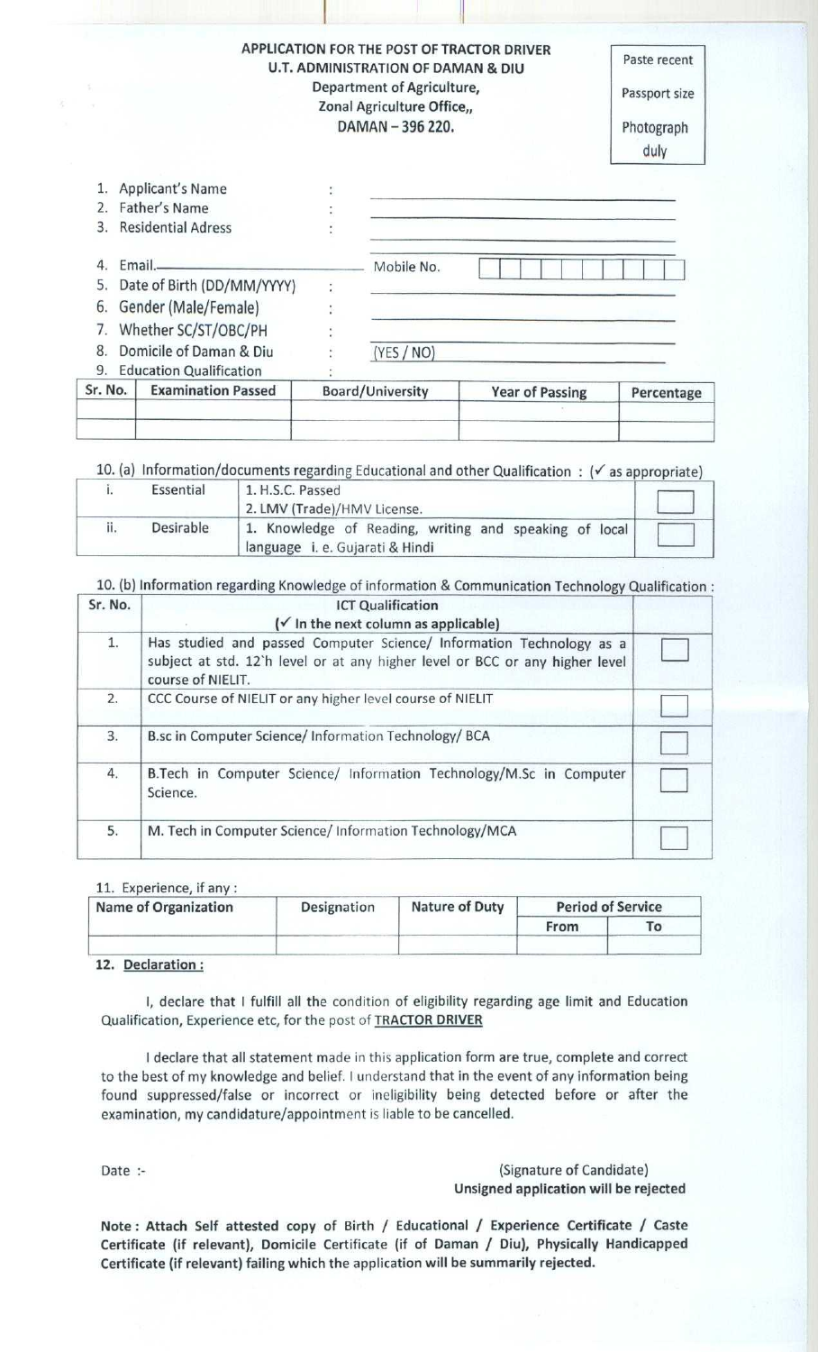**APPLICATION FOR THE POST OF TRACTOR DRIVER**
**U.T. ADMINISTRATION OF DAMAN & DIU**
**Department of Agriculture,**
**Zonal Agriculture Office,,**
**DAMAN – 396 220.**

Paste recent Passport size Photograph duly

1. Applicant's Name :
2. Father's Name :
3. Residential Adress :
4. Email. Mobile No.
5. Date of Birth (DD/MM/YYYY) :
6. Gender (Male/Female) :
7. Whether SC/ST/OBC/PH :
8. Domicile of Daman & Diu : (YES / NO)
9. Education Qualification :

| Sr. No. | Examination Passed | Board/University | Year of Passing | Percentage |
|---|---|---|---|---|
| | | | | |
| | | | | |

10. (a) Information/documents regarding Educational and other Qualification : (✓ as appropriate)

| | | | |
|---|---|---|---|
| i. | Essential | 1. H.S.C. Passed<br>2. LMV (Trade)/HMV License. | ☐ |
| ii. | Desirable | 1. Knowledge of Reading, writing and speaking of local language i. e. Gujarati & Hindi | ☐ |

10. (b) Information regarding Knowledge of information & Communication Technology Qualification :

| Sr. No. | ICT Qualification (✓ In the next column as applicable) | |
|---|---|---|
| 1. | Has studied and passed Computer Science/ Information Technology as a subject at std. 12`h level or at any higher level or BCC or any higher level course of NIELIT. | ☐ |
| 2. | CCC Course of NIELIT or any higher level course of NIELIT | ☐ |
| 3. | B.sc in Computer Science/ Information Technology/ BCA | ☐ |
| 4. | B.Tech in Computer Science/ Information Technology/M.Sc in Computer Science. | ☐ |
| 5. | M. Tech in Computer Science/ Information Technology/MCA | ☐ |

11. Experience, if any :

| Name of Organization | Designation | Nature of Duty | Period of Service | |
|---|---|---|---|---|
| | | | From | To |
| | | | | |

**12. Declaration :**

I, declare that I fulfill all the condition of eligibility regarding age limit and Education Qualification, Experience etc, for the post of TRACTOR DRIVER

I declare that all statement made in this application form are true, complete and correct to the best of my knowledge and belief. I understand that in the event of any information being found suppressed/false or incorrect or ineligibility being detected before or after the examination, my candidature/appointment is liable to be cancelled.

Date :-

(Signature of Candidate)
**Unsigned application will be rejected**

**Note : Attach Self attested copy of Birth / Educational / Experience Certificate / Caste Certificate (if relevant), Domicile Certificate (if of Daman / Diu), Physically Handicapped Certificate (if relevant) failing which the application will be summarily rejected.**